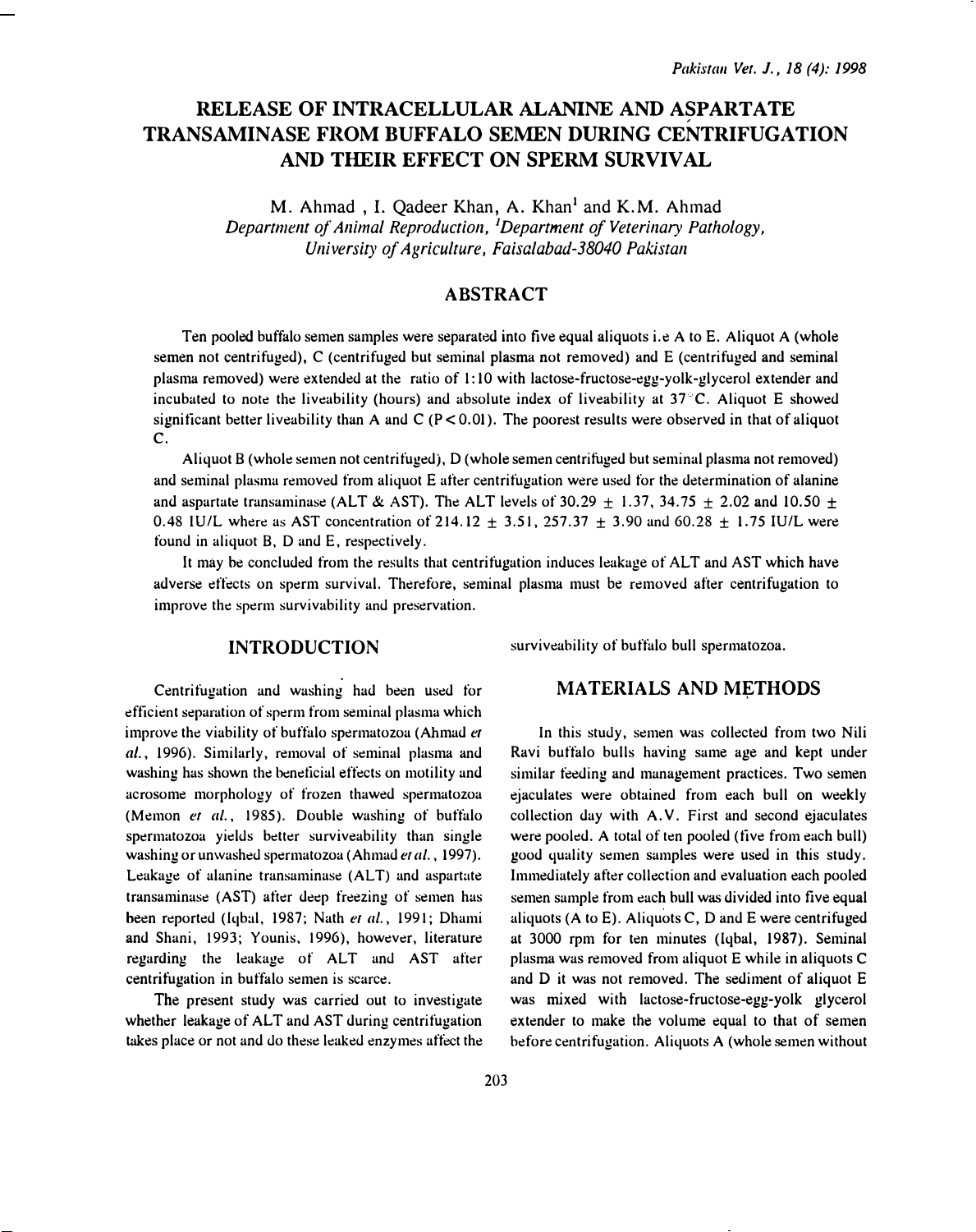# RELEASE OF INTRACELLULAR ALANINE AND ASPARTATE TRANSAMINASE FROM BUFFALO SEMEN DURING CENTRIFUGATION AND THEIR EFFECT ON SPERM SURVIVAL

M. Ahmad , I. Qadeer Khan, A. Khan[1] and K.M. Ahmad

*Department of Animal Reproduction, [1]Department of Veterinary Pathology, University of Agriculture, Faisalabad-38040 Pakistan*

## ABSTRACT

Ten pooled buffalo semen samples were separated into five equal aliquots i.e A to E. Aliquot A (whole semen not centrifuged), C (centrifuged but seminal plasma not removed) and E (centrifuged and seminal plasma removed) were extended at the ratio of 1:10 with lactose-fructose-egg-yolk-glycerol extender and incubated to note the liveability (hours) and absolute index of liveability at 37°C. Aliquot E showed significant better liveability than A and C ($P<0.01$). The poorest results were observed in that of aliquot C.

Aliquot B (whole semen not centrifuged), D (whole semen centrifuged but seminal plasma not removed) and seminal plasma removed from aliquot E after centrifugation were used for the determination of alanine and aspartate transaminase (ALT & AST). The ALT levels of $30.29 \pm 1.37$, $34.75 \pm 2.02$ and $10.50 \pm 0.48$ IU/L where as AST concentration of $214.12 \pm 3.51$, $257.37 \pm 3.90$ and $60.28 \pm 1.75$ IU/L were found in aliquot B, D and E, respectively.

It may be concluded from the results that centrifugation induces leakage of ALT and AST which have adverse effects on sperm survival. Therefore, seminal plasma must be removed after centrifugation to improve the sperm survivability and preservation.

## INTRODUCTION

Centrifugation and washing had been used for efficient separation of sperm from seminal plasma which improve the viability of buffalo spermatozoa (Ahmad *et al.*, 1996). Similarly, removal of seminal plasma and washing has shown the beneficial effects on motility and acrosome morphology of frozen thawed spermatozoa (Memon *et al.*, 1985). Double washing of buffalo spermatozoa yields better surviveability than single washing or unwashed spermatozoa (Ahmad *et al.*, 1997). Leakage of alanine transaminase (ALT) and aspartate transaminase (AST) after deep freezing of semen has been reported (Iqbal, 1987; Nath *et al.*, 1991; Dhami and Shani, 1993; Younis, 1996), however, literature regarding the leakage of ALT and AST after centrifugation in buffalo semen is scarce.

The present study was carried out to investigate whether leakage of ALT and AST during centrifugation takes place or not and do these leaked enzymes affect the surviveability of buffalo bull spermatozoa.

## MATERIALS AND METHODS

In this study, semen was collected from two Nili Ravi buffalo bulls having same age and kept under similar feeding and management practices. Two semen ejaculates were obtained from each bull on weekly collection day with A.V. First and second ejaculates were pooled. A total of ten pooled (five from each bull) good quality semen samples were used in this study. Immediately after collection and evaluation each pooled semen sample from each bull was divided into five equal aliquots (A to E). Aliquots C, D and E were centrifuged at 3000 rpm for ten minutes (Iqbal, 1987). Seminal plasma was removed from aliquot E while in aliquots C and D it was not removed. The sediment of aliquot E was mixed with lactose-fructose-egg-yolk glycerol extender to make the volume equal to that of semen before centrifugation. Aliquots A (whole semen without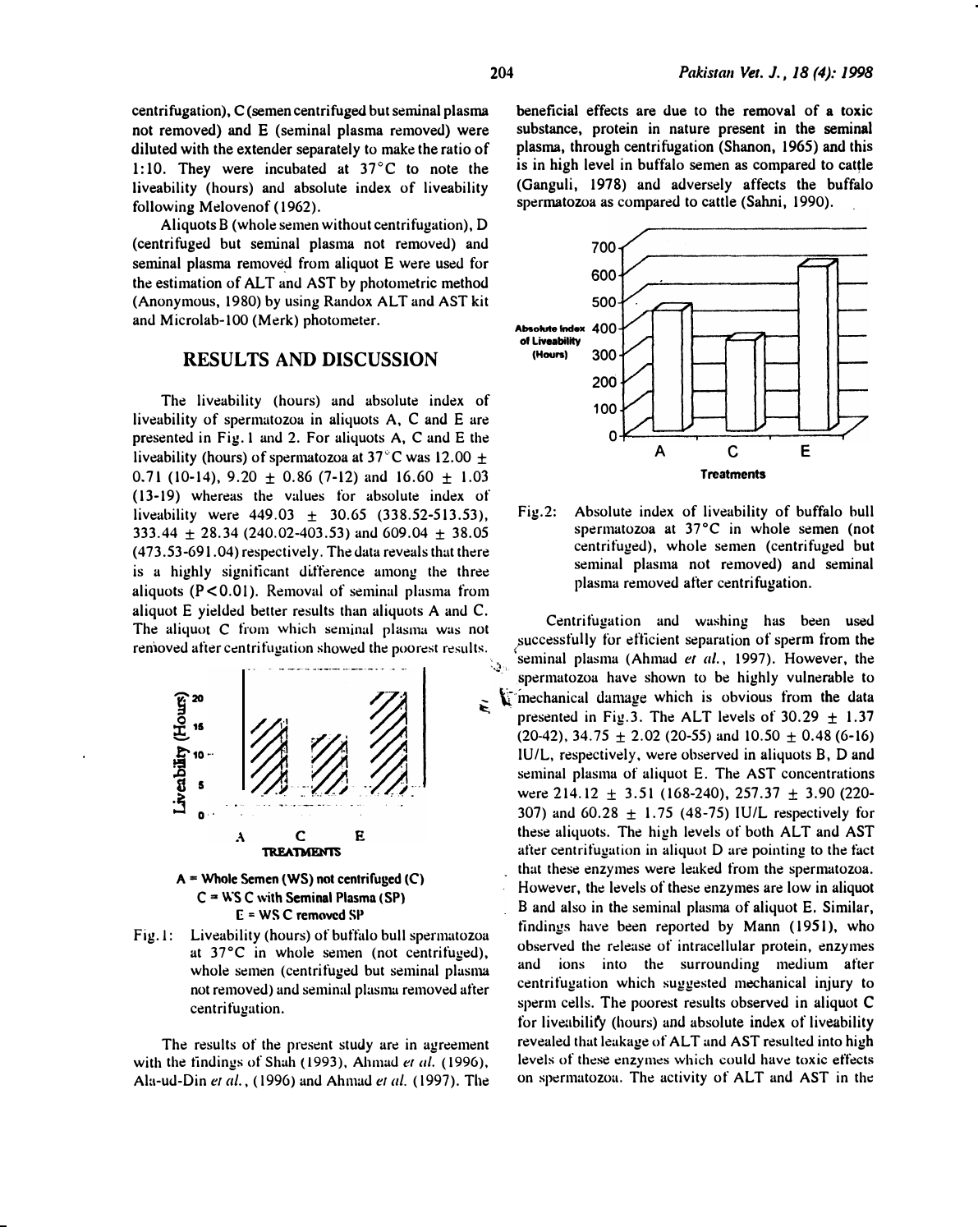centrifugation), C (semen centrifuged but seminal plasma not removed) and E (seminal plasma removed) were diluted with the extender separately to make the ratio of 1:10. They were incubated at 37°C to note the liveability (hours) and absolute index of liveability following Melovenof (1962).

Aliquots B (whole semen without centrifugation), D (centrifuged but seminal plasma not removed) and seminal plasma removed from aliquot E were used for the estimation of ALT and AST by photometric method (Anonymous, 1980) by using Randox ALT and AST kit and Microlab-100 (Merk) photometer.

## RESULTS AND DISCUSSION

The liveability (hours) and absolute index of liveability of spermatozoa in aliquots A, C and E are presented in Fig. 1 and 2. For aliquots A, C and E the liveability (hours) of spermatozoa at 37°C was 12.00 ± 0.71 (10-14), 9.20 ± 0.86 (7-12) and 16.60 ± 1.03 (13-19) whereas the values for absolute index of liveability were 449.03 ± 30.65 (338.52-513.53), 333.44 ± 28.34 (240.02-403.53) and 609.04 ± 38.05 (473.53-691.04) respectively. The data reveals that there is a highly significant difference among the three aliquots ($P<0.01$). Removal of seminal plasma from aliquot E yielded better results than aliquots A and C. The aliquot C from which seminal plasma was not removed after centrifugation showed the poorest results.

A = Whole Semen (WS) not centrifuged (C)
C = WS C with Seminal Plasma (SP)
E = WS C removed SP

Fig. 1: Liveability (hours) of buffalo bull spermatozoa at 37°C in whole semen (not centrifuged), whole semen (centrifuged but seminal plasma not removed) and seminal plasma removed after centrifugation.

The results of the present study are in agreement with the findings of Shah (1993), Ahmad *et al.* (1996), Ala-ud-Din *et al.*, (1996) and Ahmad *et al.* (1997). The beneficial effects are due to the removal of a toxic substance, protein in nature present in the seminal plasma, through centrifugation (Shanon, 1965) and this is in high level in buffalo semen as compared to cattle (Ganguli, 1978) and adversely affects the buffalo spermatozoa as compared to cattle (Sahni, 1990).

Fig. 2: Absolute index of liveability of buffalo bull spermatozoa at 37°C in whole semen (not centrifuged), whole semen (centrifuged but seminal plasma not removed) and seminal plasma removed after centrifugation.

Centrifugation and washing has been used successfully for efficient separation of sperm from the seminal plasma (Ahmad *et al.*, 1997). However, the spermatozoa have shown to be highly vulnerable to mechanical damage which is obvious from the data presented in Fig. 3. The ALT levels of 30.29 ± 1.37 (20-42), 34.75 ± 2.02 (20-55) and 10.50 ± 0.48 (6-16) IU/L, respectively, were observed in aliquots B, D and seminal plasma of aliquot E. The AST concentrations were 214.12 ± 3.51 (168-240), 257.37 ± 3.90 (220-307) and 60.28 ± 1.75 (48-75) IU/L respectively for these aliquots. The high levels of both ALT and AST after centrifugation in aliquot D are pointing to the fact that these enzymes were leaked from the spermatozoa. However, the levels of these enzymes are low in aliquot B and also in the seminal plasma of aliquot E. Similar, findings have been reported by Mann (1951), who observed the release of intracellular protein, enzymes and ions into the surrounding medium after centrifugation which suggested mechanical injury to sperm cells. The poorest results observed in aliquot C for liveability (hours) and absolute index of liveability revealed that leakage of ALT and AST resulted into high levels of these enzymes which could have toxic effects on spermatozoa. The activity of ALT and AST in the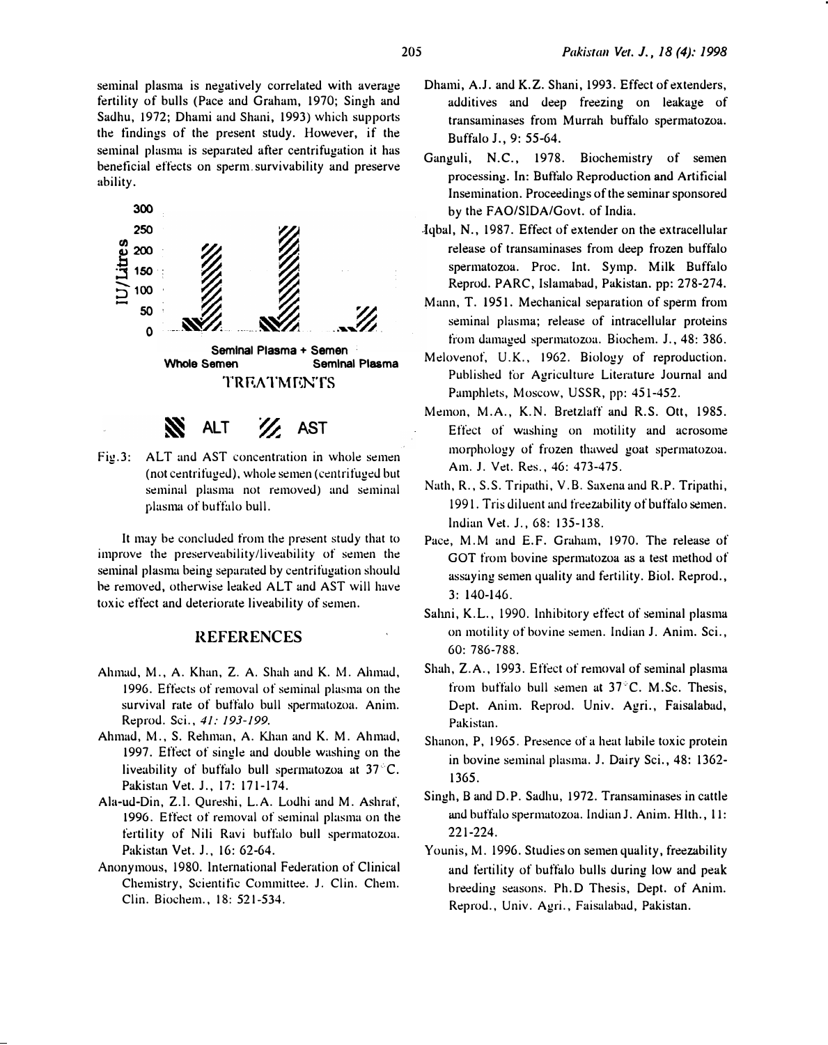seminal plasma is negatively correlated with average fertility of bulls (Pace and Graham, 1970; Singh and Sadhu, 1972; Dhami and Shani, 1993) which supports the findings of the present study. However, if the seminal plasma is separated after centrifugation it has beneficial effects on sperm survivability and preserve ability.

300
250
200
150
100
50
0

IU/Litres

Whole Semen
Seminal Plasma + Semen
Seminal Plasma

TREATMENTS

ALT AST

Fig.3: ALT and AST concentration in whole semen (not centrifuged), whole semen (centrifuged but seminal plasma not removed) and seminal plasma of buffalo bull.

It may be concluded from the present study that to improve the preserveability/liveability of semen the seminal plasma being separated by centrifugation should be removed, otherwise leaked ALT and AST will have toxic effect and deteriorate liveability of semen.

## REFERENCES

Ahmad, M., A. Khan, Z. A. Shah and K. M. Ahmad, 1996. Effects of removal of seminal plasma on the survival rate of buffalo bull spermatozoa. Anim. Reprod. Sci., *41: 193-199.*

Ahmad, M., S. Rehman, A. Khan and K. M. Ahmad, 1997. Effect of single and double washing on the liveability of buffalo bull spermatozoa at 37°C. Pakistan Vet. J., 17: 171-174.

Ala-ud-Din, Z.I. Qureshi, L.A. Lodhi and M. Ashraf, 1996. Effect of removal of seminal plasma on the fertility of Nili Ravi buffalo bull spermatozoa. Pakistan Vet. J., 16: 62-64.

Anonymous, 1980. International Federation of Clinical Chemistry, Scientific Committee. J. Clin. Chem. Clin. Biochem., 18: 521-534.

Dhami, A.J. and K.Z. Shani, 1993. Effect of extenders, additives and deep freezing on leakage of transaminases from Murrah buffalo spermatozoa. Buffalo J., 9: 55-64.

Ganguli, N.C., 1978. Biochemistry of semen processing. In: Buffalo Reproduction and Artificial Insemination. Proceedings of the seminar sponsored by the FAO/SIDA/Govt. of India.

Iqbal, N., 1987. Effect of extender on the extracellular release of transaminases from deep frozen buffalo spermatozoa. Proc. Int. Symp. Milk Buffalo Reprod. PARC, Islamabad, Pakistan. pp: 278-274.

Mann, T. 1951. Mechanical separation of sperm from seminal plasma; release of intracellular proteins from damaged spermatozoa. Biochem. J., 48: 386.

Melovenof, U.K., 1962. Biology of reproduction. Published for Agriculture Literature Journal and Pamphlets, Moscow, USSR, pp: 451-452.

Memon, M.A., K.N. Bretzlaff and R.S. Ott, 1985. Effect of washing on motility and acrosome morphology of frozen thawed goat spermatozoa. Am. J. Vet. Res., 46: 473-475.

Nath, R., S.S. Tripathi, V.B. Saxena and R.P. Tripathi, 1991. Tris diluent and freezability of buffalo semen. Indian Vet. J., 68: 135-138.

Pace, M.M and E.F. Graham, 1970. The release of GOT from bovine spermatozoa as a test method of assaying semen quality and fertility. Biol. Reprod., 3: 140-146.

Sahni, K.L., 1990. Inhibitory effect of seminal plasma on motility of bovine semen. Indian J. Anim. Sci., 60: 786-788.

Shah, Z.A., 1993. Effect of removal of seminal plasma from buffalo bull semen at 37°C. M.Sc. Thesis, Dept. Anim. Reprod. Univ. Agri., Faisalabad, Pakistan.

Shanon, P, 1965. Presence of a heat labile toxic protein in bovine seminal plasma. J. Dairy Sci., 48: 1362-1365.

Singh, B and D.P. Sadhu, 1972. Transaminases in cattle and buffalo spermatozoa. Indian J. Anim. Hlth., 11: 221-224.

Younis, M. 1996. Studies on semen quality, freezability and fertility of buffalo bulls during low and peak breeding seasons. Ph.D Thesis, Dept. of Anim. Reprod., Univ. Agri., Faisalabad, Pakistan.